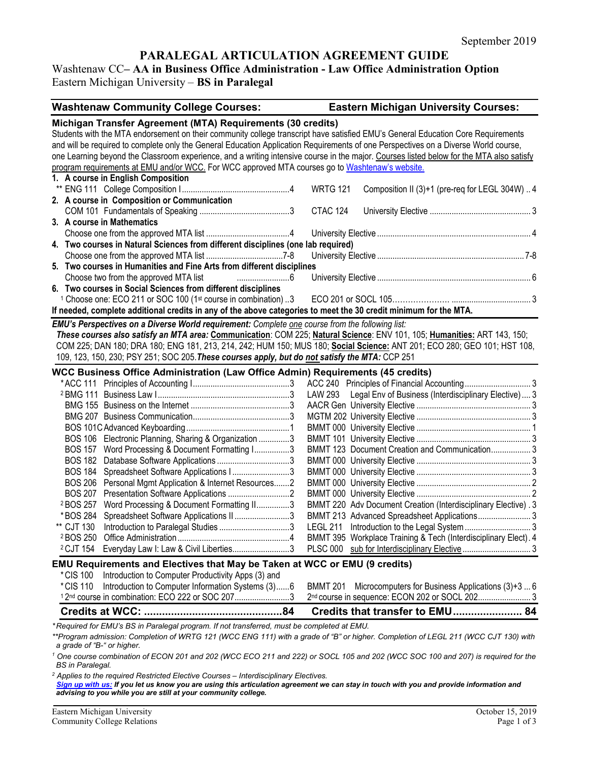September 2019

# PARALEGAL ARTICULATION AGREEMENT GUIDE

## Washtenaw CC– AA in Business Office Administration - Law Office Administration Option
## Eastern Michigan University – BS in Paralegal

| Washtenaw Community College Courses: | Eastern Michigan University Courses: |
|---|---|

### Michigan Transfer Agreement (MTA) Requirements (30 credits)

Students with the MTA endorsement on their community college transcript have satisfied EMU's General Education Core Requirements and will be required to complete only the General Education Application Requirements of one Perspectives on a Diverse World course, one Learning beyond the Classroom experience, and a writing intensive course in the major. Courses listed below for the MTA also satisfy program requirements at EMU and/or WCC. For WCC approved MTA courses go to Washtenaw's website.

| Washtenaw Community College Courses | | Eastern Michigan University Courses | |
|---|---|---|---|
| **1. A course in English Composition** | | | |
| ** ENG 111 College Composition I | 4 | WRTG 121 Composition II (3)+1 (pre-req for LEGL 304W) | 4 |
| **2. A course in Composition or Communication** | | | |
| COM 101 Fundamentals of Speaking | 3 | CTAC 124 University Elective | 3 |
| **3. A course in Mathematics** | | | |
| Choose one from the approved MTA list | 4 | University Elective | 4 |
| **4. Two courses in Natural Sciences from different disciplines (one lab required)** | | | |
| Choose one from the approved MTA list | 7-8 | University Elective | 7-8 |
| **5. Two courses in Humanities and Fine Arts from different disciplines** | | | |
| Choose two from the approved MTA list | 6 | University Elective | 6 |
| **6. Two courses in Social Sciences from different disciplines** | | | |
| [1] Choose one: ECO 211 or SOC 100 (1st course in combination) | 3 | ECO 201 or SOCL 105 | 3 |

**If needed, complete additional credits in any of the above categories to meet the 30 credit minimum for the MTA.**

***EMU's Perspectives on a Diverse World requirement:*** *Complete one course from the following list:*
***These courses also satisfy an MTA area:*** **Communication**: COM 225; **Natural Science**: ENV 101, 105; **Humanities:** ART 143, 150; COM 225; DAN 180; DRA 180; ENG 181, 213, 214, 242; HUM 150; MUS 180; **Social Science:** ANT 201; ECO 280; GEO 101; HST 108, 109, 123, 150, 230; PSY 251; SOC 205. ***These courses apply, but do not satisfy the MTA:*** CCP 251

### WCC Business Office Administration (Law Office Admin) Requirements (45 credits)

| Washtenaw Community College Courses | | Eastern Michigan University Courses | |
|---|---|---|---|
| *ACC 111 Principles of Accounting I | 3 | ACC 240 Principles of Financial Accounting | 3 |
| [2] BMG 111 Business Law I | 3 | LAW 293 Legal Env of Business (Interdisciplinary Elective) | 3 |
| BMG 155 Business on the Internet | 3 | AACR Gen University Elective | 3 |
| BMG 207 Business Communication | 3 | MGTM 202 University Elective | 3 |
| BOS 101C Advanced Keyboarding | 1 | BMMT 000 University Elective | 1 |
| BOS 106 Electronic Planning, Sharing & Organization | 3 | BMMT 101 University Elective | 3 |
| BOS 157 Word Processing & Document Formatting I | 3 | BMMT 123 Document Creation and Communication | 3 |
| BOS 182 Database Software Applications | 3 | BMMT 000 University Elective | 3 |
| BOS 184 Spreadsheet Software Applications I | 3 | BMMT 000 University Elective | 3 |
| BOS 206 Personal Mgmt Application & Internet Resources | 2 | BMMT 000 University Elective | 2 |
| BOS 207 Presentation Software Applications | 2 | BMMT 000 University Elective | 2 |
| [2] BOS 257 Word Processing & Document Formatting II | 3 | BMMT 220 Adv Document Creation (Interdisciplinary Elective) | 3 |
| *BOS 284 Spreadsheet Software Applications II | 3 | BMMT 213 Advanced Spreadsheet Applications | 3 |
| ** CJT 130 Introduction to Paralegal Studies | 3 | LEGL 211 Introduction to the Legal System | 3 |
| [2] BOS 250 Office Administration | 4 | BMMT 395 Workplace Training & Tech (Interdisciplinary Elect). | 4 |
| [2] CJT 154 Everyday Law I: Law & Civil Liberties | 3 | PLSC 000 sub for Interdisciplinary Elective | 3 |

### EMU Requirements and Electives that May be Taken at WCC or EMU (9 credits)

| Washtenaw Community College Courses | | Eastern Michigan University Courses | |
|---|---|---|---|
| *CIS 100 Introduction to Computer Productivity Apps (3) and *CIS 110 Introduction to Computer Information Systems (3) | 6 | BMMT 201 Microcomputers for Business Applications (3)+3 | 6 |
| [1] 2nd course in combination: ECO 222 or SOC 207 | 3 | 2nd course in sequence: ECON 202 or SOCL 202 | 3 |
| **Credits at WCC:** | **84** | **Credits that transfer to EMU** | **84** |

*\*Required for EMU's BS in Paralegal program. If not transferred, must be completed at EMU.*

*\*\*Program admission: Completion of WRTG 121 (WCC ENG 111) with a grade of "B" or higher. Completion of LEGL 211 (WCC CJT 130) with a grade of "B-" or higher.*

*[1] One course combination of ECON 201 and 202 (WCC ECO 211 and 222) or SOCL 105 and 202 (WCC SOC 100 and 207) is required for the BS in Paralegal.*

*[2] Applies to the required Restricted Elective Courses – Interdisciplinary Electives.*

***Sign up with us:* *If you let us know you are using this articulation agreement we can stay in touch with you and provide information and advising to you while you are still at your community college.***

Eastern Michigan University
Community College Relations

October 15, 2019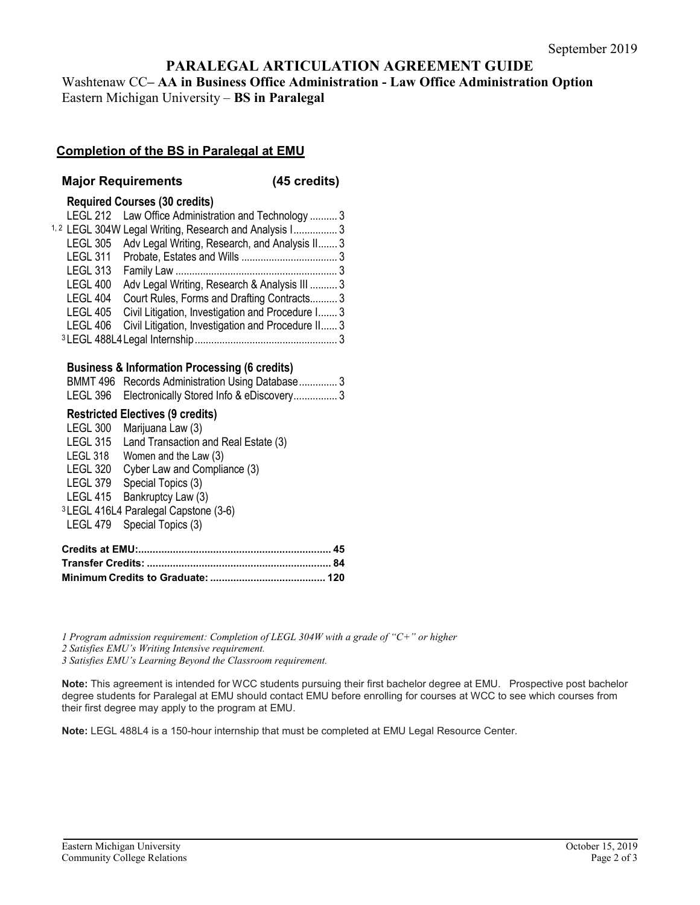September 2019

# PARALEGAL ARTICULATION AGREEMENT GUIDE

Washtenaw CC– **AA in Business Office Administration - Law Office Administration Option**
Eastern Michigan University – **BS in Paralegal**

## Completion of the BS in Paralegal at EMU

### Major Requirements (45 credits)

**Required Courses (30 credits)**

| | Course | Title | Credits |
|---|---|---|---|
| | LEGL 212 | Law Office Administration and Technology | 3 |
| [1, 2] | LEGL 304W | Legal Writing, Research and Analysis I | 3 |
| | LEGL 305 | Adv Legal Writing, Research, and Analysis II | 3 |
| | LEGL 311 | Probate, Estates and Wills | 3 |
| | LEGL 313 | Family Law | 3 |
| | LEGL 400 | Adv Legal Writing, Research & Analysis III | 3 |
| | LEGL 404 | Court Rules, Forms and Drafting Contracts | 3 |
| | LEGL 405 | Civil Litigation, Investigation and Procedure I | 3 |
| | LEGL 406 | Civil Litigation, Investigation and Procedure II | 3 |
| [3] | LEGL 488L4 | Legal Internship | 3 |

**Business & Information Processing (6 credits)**

| Course | Title | Credits |
|---|---|---|
| BMMT 496 | Records Administration Using Database | 3 |
| LEGL 396 | Electronically Stored Info & eDiscovery | 3 |

**Restricted Electives (9 credits)**

- LEGL 300 Marijuana Law (3)
- LEGL 315 Land Transaction and Real Estate (3)
- LEGL 318 Women and the Law (3)
- LEGL 320 Cyber Law and Compliance (3)
- LEGL 379 Special Topics (3)
- LEGL 415 Bankruptcy Law (3)
- [3] LEGL 416L4 Paralegal Capstone (3-6)
- LEGL 479 Special Topics (3)

| | |
|---|---|
| **Credits at EMU:** | **45** |
| **Transfer Credits:** | **84** |
| **Minimum Credits to Graduate:** | **120** |

*1 Program admission requirement: Completion of LEGL 304W with a grade of "C+" or higher*
*2 Satisfies EMU's Writing Intensive requirement.*
*3 Satisfies EMU's Learning Beyond the Classroom requirement.*

**Note:** This agreement is intended for WCC students pursuing their first bachelor degree at EMU. Prospective post bachelor degree students for Paralegal at EMU should contact EMU before enrolling for courses at WCC to see which courses from their first degree may apply to the program at EMU.

**Note:** LEGL 488L4 is a 150-hour internship that must be completed at EMU Legal Resource Center.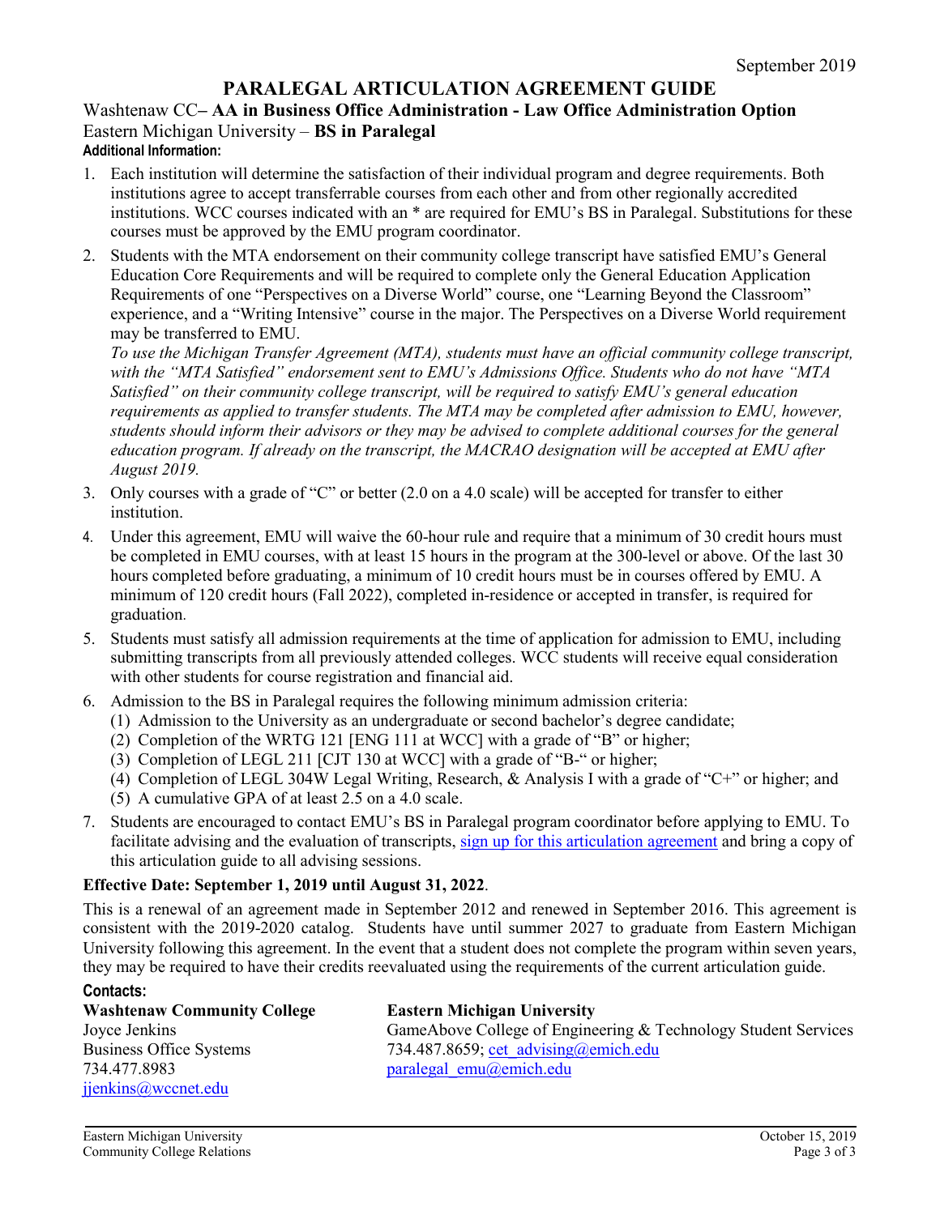September 2019

# PARALEGAL ARTICULATION AGREEMENT GUIDE

## Washtenaw CC– **AA in Business Office Administration - Law Office Administration Option**
## Eastern Michigan University – **BS in Paralegal**

### Additional Information:

1. Each institution will determine the satisfaction of their individual program and degree requirements. Both institutions agree to accept transferrable courses from each other and from other regionally accredited institutions. WCC courses indicated with an * are required for EMU's BS in Paralegal. Substitutions for these courses must be approved by the EMU program coordinator.
2. Students with the MTA endorsement on their community college transcript have satisfied EMU's General Education Core Requirements and will be required to complete only the General Education Application Requirements of one "Perspectives on a Diverse World" course, one "Learning Beyond the Classroom" experience, and a "Writing Intensive" course in the major. The Perspectives on a Diverse World requirement may be transferred to EMU.
   *To use the Michigan Transfer Agreement (MTA), students must have an official community college transcript, with the "MTA Satisfied" endorsement sent to EMU's Admissions Office. Students who do not have "MTA Satisfied" on their community college transcript, will be required to satisfy EMU's general education requirements as applied to transfer students. The MTA may be completed after admission to EMU, however, students should inform their advisors or they may be advised to complete additional courses for the general education program. If already on the transcript, the MACRAO designation will be accepted at EMU after August 2019.*
3. Only courses with a grade of "C" or better (2.0 on a 4.0 scale) will be accepted for transfer to either institution.
4. Under this agreement, EMU will waive the 60-hour rule and require that a minimum of 30 credit hours must be completed in EMU courses, with at least 15 hours in the program at the 300-level or above. Of the last 30 hours completed before graduating, a minimum of 10 credit hours must be in courses offered by EMU. A minimum of 120 credit hours (Fall 2022), completed in-residence or accepted in transfer, is required for graduation.
5. Students must satisfy all admission requirements at the time of application for admission to EMU, including submitting transcripts from all previously attended colleges. WCC students will receive equal consideration with other students for course registration and financial aid.
6. Admission to the BS in Paralegal requires the following minimum admission criteria:
   (1) Admission to the University as an undergraduate or second bachelor's degree candidate;
   (2) Completion of the WRTG 121 [ENG 111 at WCC] with a grade of "B" or higher;
   (3) Completion of LEGL 211 [CJT 130 at WCC] with a grade of "B-" or higher;
   (4) Completion of LEGL 304W Legal Writing, Research, & Analysis I with a grade of "C+" or higher; and
   (5) A cumulative GPA of at least 2.5 on a 4.0 scale.
7. Students are encouraged to contact EMU's BS in Paralegal program coordinator before applying to EMU. To facilitate advising and the evaluation of transcripts, sign up for this articulation agreement and bring a copy of this articulation guide to all advising sessions.

**Effective Date: September 1, 2019 until August 31, 2022**.

This is a renewal of an agreement made in September 2012 and renewed in September 2016. This agreement is consistent with the 2019-2020 catalog. Students have until summer 2027 to graduate from Eastern Michigan University following this agreement. In the event that a student does not complete the program within seven years, they may be required to have their credits reevaluated using the requirements of the current articulation guide.

### Contacts:

**Washtenaw Community College**
Joyce Jenkins
Business Office Systems
734.477.8983
jjenkins@wccnet.edu

**Eastern Michigan University**
GameAbove College of Engineering & Technology Student Services
734.487.8659; cet_advising@emich.edu
paralegal_emu@emich.edu

Eastern Michigan University
Community College Relations

October 15, 2019